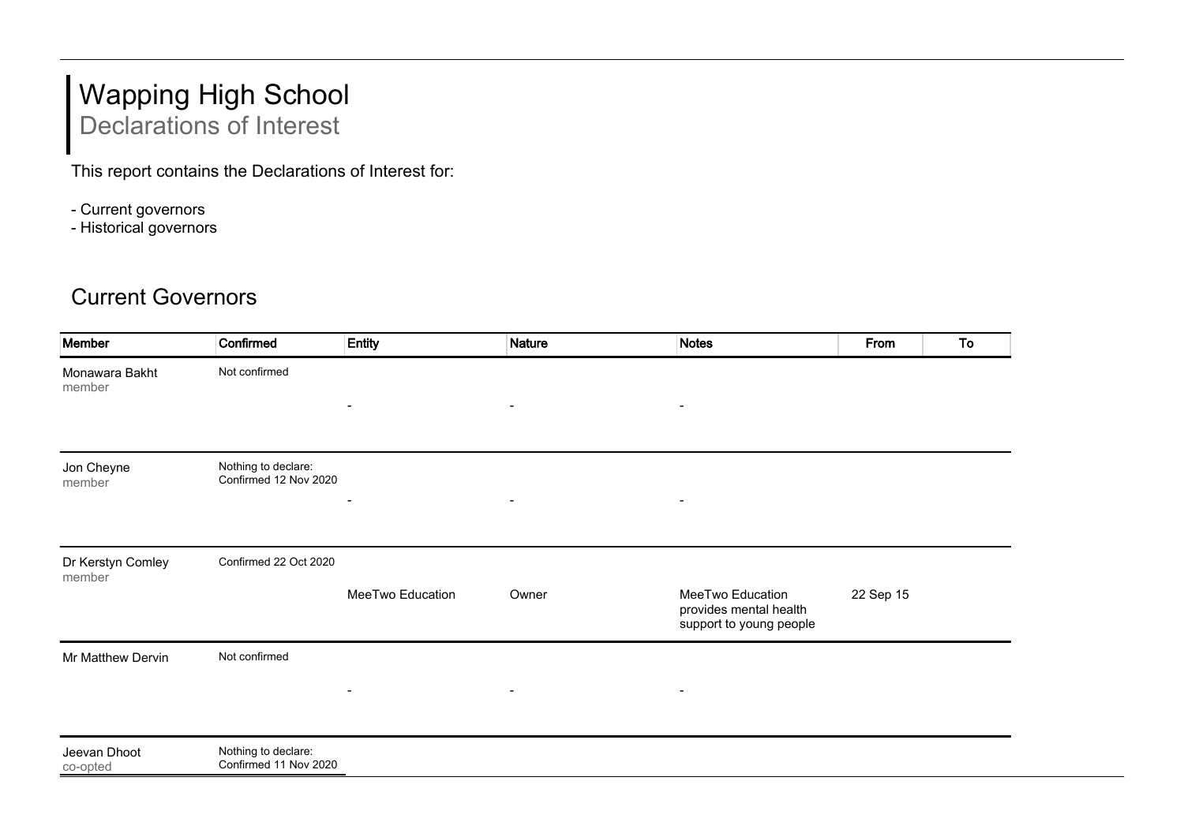# Wapping High School

## Declarations of Interest

This report contains the Declarations of Interest for:

- Current governors
- Historical governors

## Current Governors

| Member | Confirmed | Entity | Nature | Notes | From | To |
|---|---|---|---|---|---|---|
| Monawara Bakht<br>member | Not confirmed | - | - | - | | |
| Jon Cheyne<br>member | Nothing to declare:<br>Confirmed 12 Nov 2020 | - | - | - | | |
| Dr Kerstyn Comley<br>member | Confirmed 22 Oct 2020 | MeeTwo Education | Owner | MeeTwo Education provides mental health support to young people | 22 Sep 15 | |
| Mr Matthew Dervin | Not confirmed | - | - | - | | |
| Jeevan Dhoot<br>co-opted | Nothing to declare:<br>Confirmed 11 Nov 2020 | | | | | |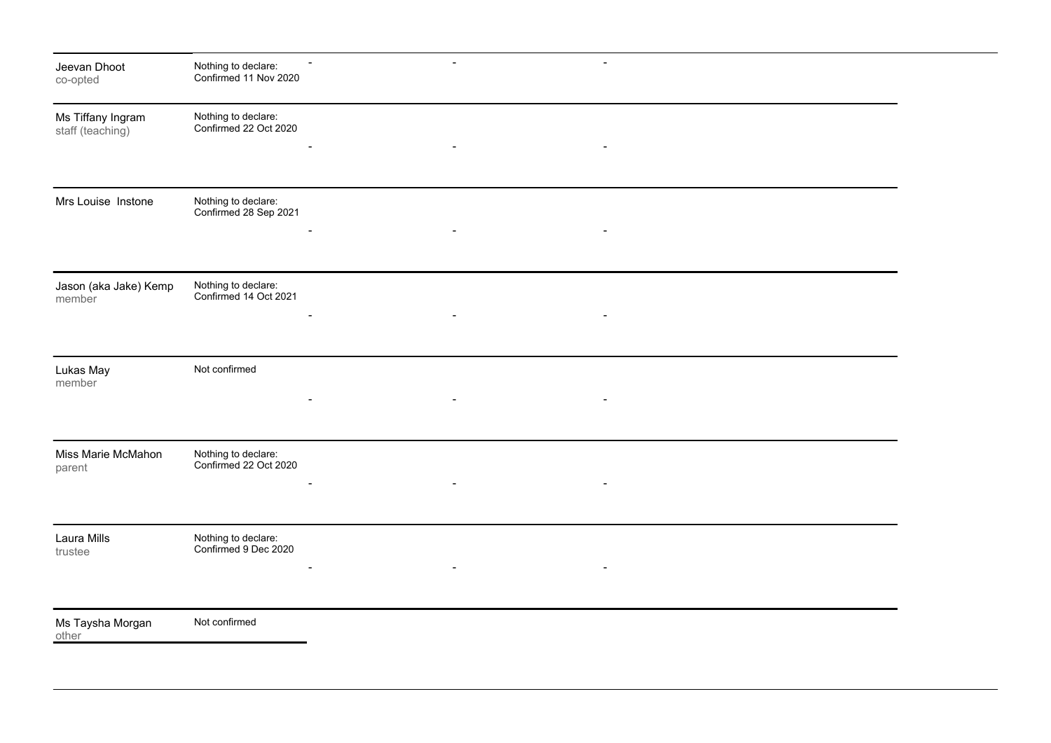| | | | | |
|---|---|---|---|---|
| Jeevan Dhoot<br>co-opted | Nothing to declare:<br>Confirmed 11 Nov 2020 | - | - | - |
| Ms Tiffany Ingram<br>staff (teaching) | Nothing to declare:<br>Confirmed 22 Oct 2020 | - | - | - |
| Mrs Louise Instone | Nothing to declare:<br>Confirmed 28 Sep 2021 | - | - | - |
| Jason (aka Jake) Kemp<br>member | Nothing to declare:<br>Confirmed 14 Oct 2021 | - | - | - |
| Lukas May<br>member | Not confirmed | - | - | - |
| Miss Marie McMahon<br>parent | Nothing to declare:<br>Confirmed 22 Oct 2020 | - | - | - |
| Laura Mills<br>trustee | Nothing to declare:<br>Confirmed 9 Dec 2020 | - | - | - |
| Ms Taysha Morgan<br>other | Not confirmed | | | |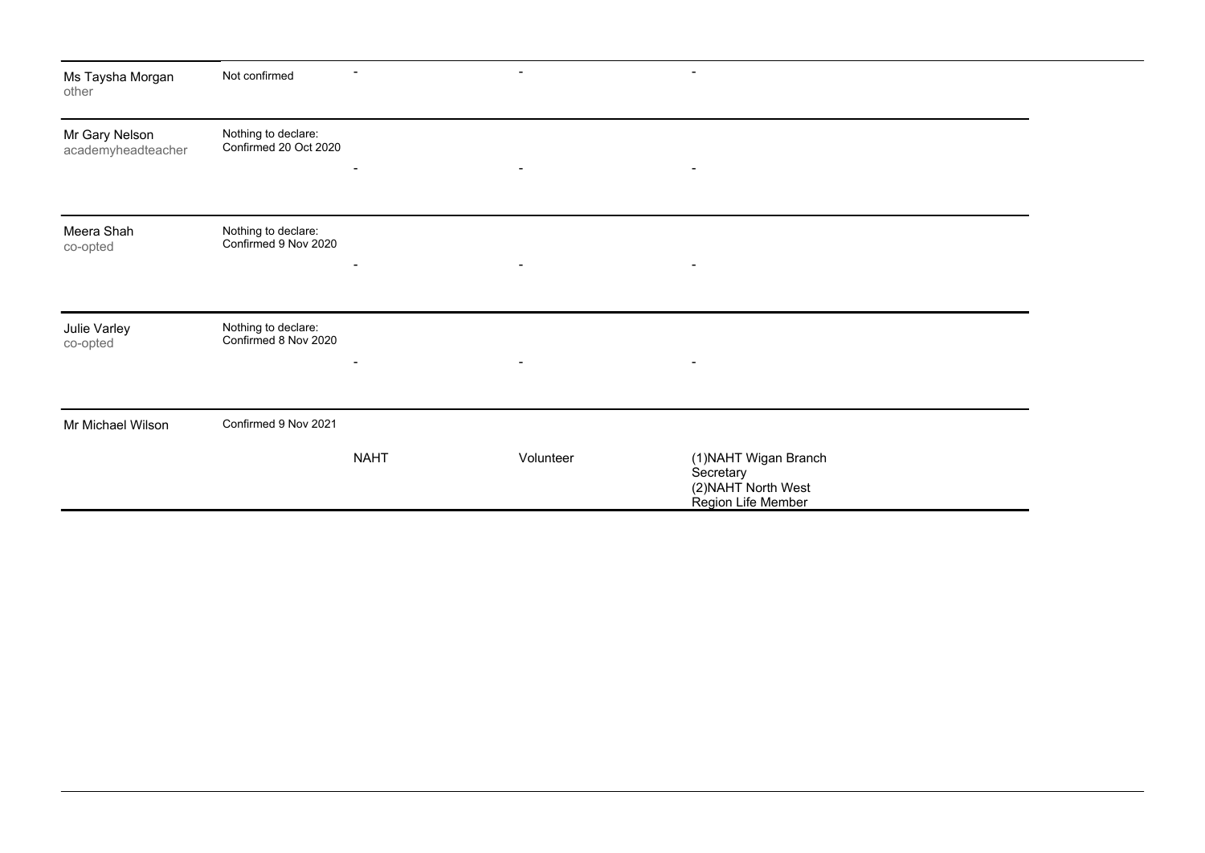| | | | | |
|---|---|---|---|---|
| Ms Taysha Morgan<br>other | Not confirmed | - | - | - |
| Mr Gary Nelson<br>academyheadteacher | Nothing to declare:<br>Confirmed 20 Oct 2020 | - | - | - |
| Meera Shah<br>co-opted | Nothing to declare:<br>Confirmed 9 Nov 2020 | - | - | - |
| Julie Varley<br>co-opted | Nothing to declare:<br>Confirmed 8 Nov 2020 | - | - | - |
| Mr Michael Wilson | Confirmed 9 Nov 2021 | NAHT | Volunteer | (1)NAHT Wigan Branch Secretary<br>(2)NAHT North West Region Life Member |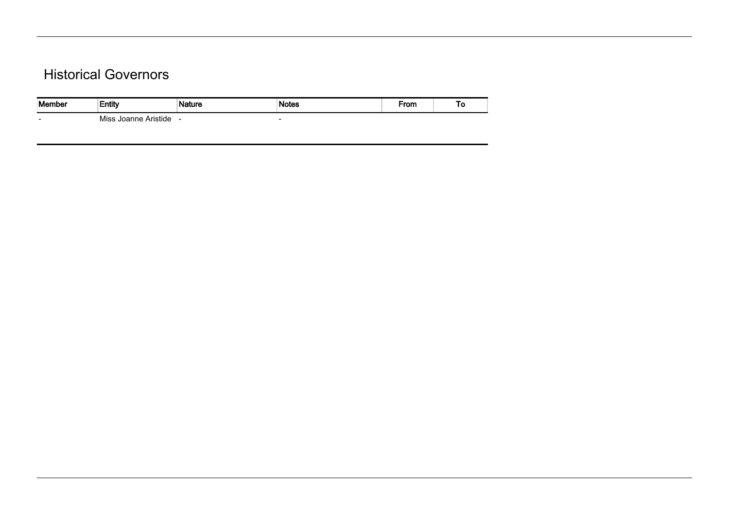## Historical Governors

| Member | Entity | Nature | Notes | From | To |
|---|---|---|---|---|---|
| - | Miss Joanne Aristide | - | - | | |